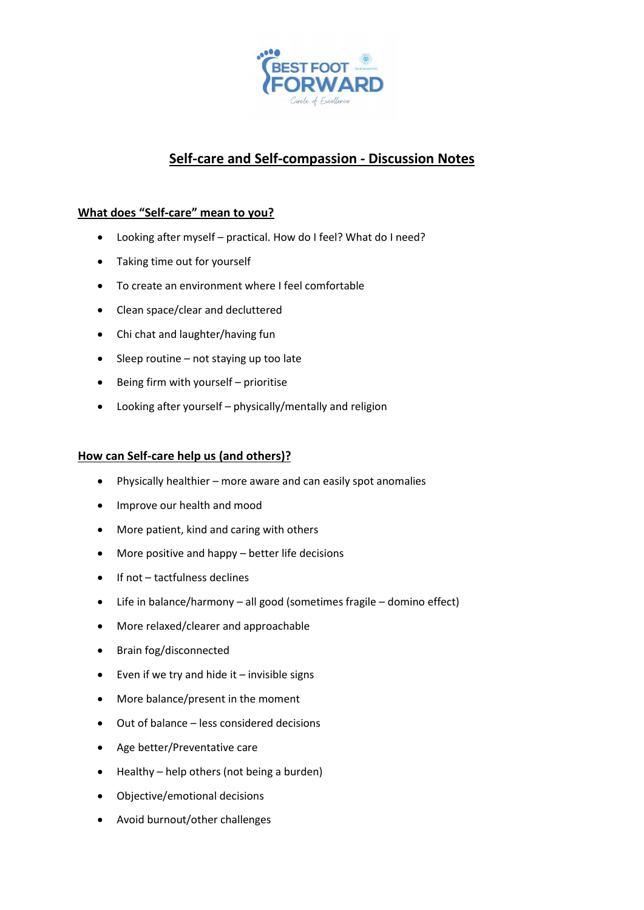# Self-care and Self-compassion - Discussion Notes

## What does "Self-care" mean to you?

- Looking after myself – practical. How do I feel? What do I need?
- Taking time out for yourself
- To create an environment where I feel comfortable
- Clean space/clear and decluttered
- Chi chat and laughter/having fun
- Sleep routine – not staying up too late
- Being firm with yourself – prioritise
- Looking after yourself – physically/mentally and religion

## How can Self-care help us (and others)?

- Physically healthier – more aware and can easily spot anomalies
- Improve our health and mood
- More patient, kind and caring with others
- More positive and happy – better life decisions
- If not – tactfulness declines
- Life in balance/harmony – all good (sometimes fragile – domino effect)
- More relaxed/clearer and approachable
- Brain fog/disconnected
- Even if we try and hide it – invisible signs
- More balance/present in the moment
- Out of balance – less considered decisions
- Age better/Preventative care
- Healthy – help others (not being a burden)
- Objective/emotional decisions
- Avoid burnout/other challenges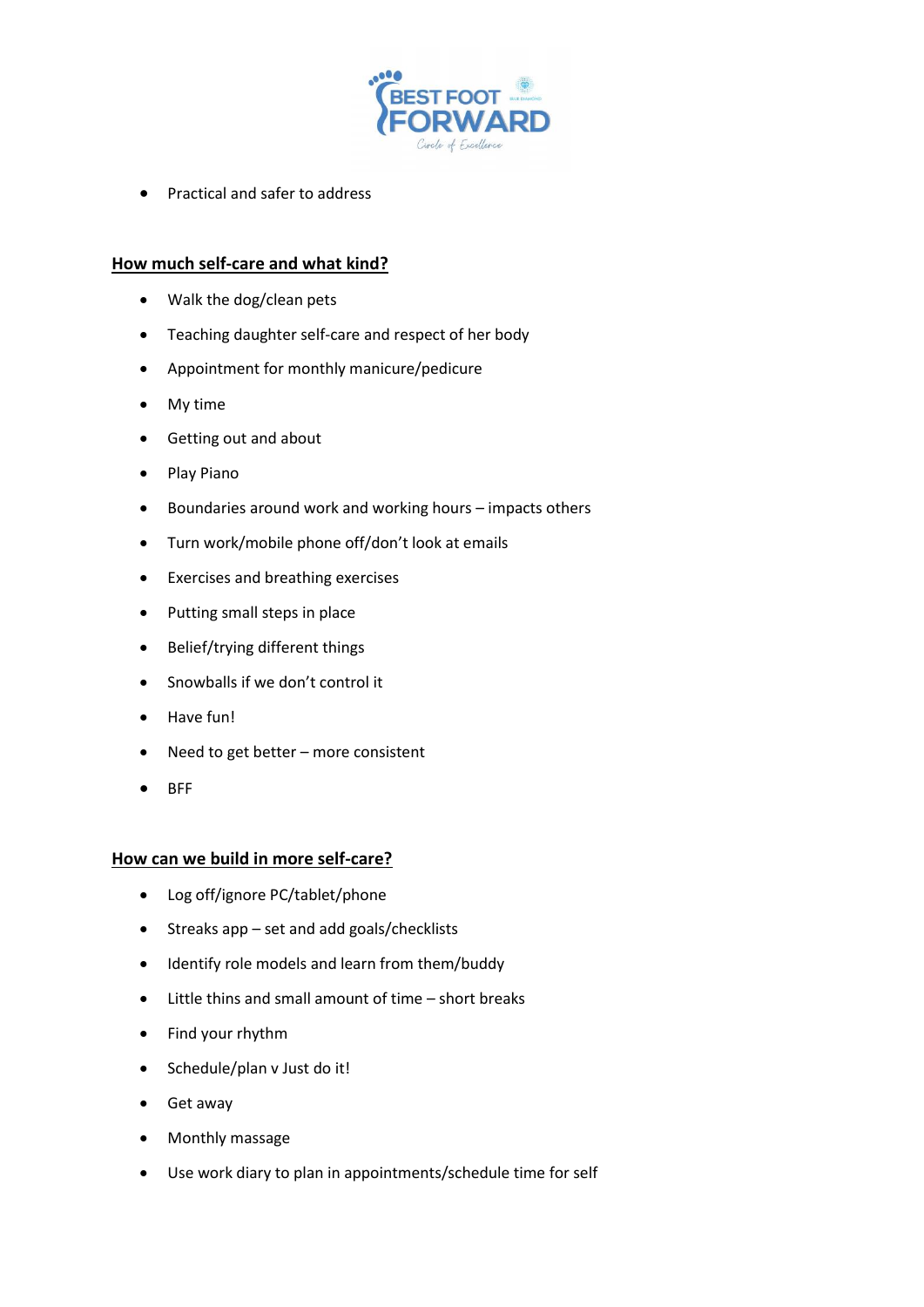- Practical and safer to address

## How much self-care and what kind?

- Walk the dog/clean pets
- Teaching daughter self-care and respect of her body
- Appointment for monthly manicure/pedicure
- My time
- Getting out and about
- Play Piano
- Boundaries around work and working hours – impacts others
- Turn work/mobile phone off/don't look at emails
- Exercises and breathing exercises
- Putting small steps in place
- Belief/trying different things
- Snowballs if we don't control it
- Have fun!
- Need to get better – more consistent
- BFF

## How can we build in more self-care?

- Log off/ignore PC/tablet/phone
- Streaks app – set and add goals/checklists
- Identify role models and learn from them/buddy
- Little thins and small amount of time – short breaks
- Find your rhythm
- Schedule/plan v Just do it!
- Get away
- Monthly massage
- Use work diary to plan in appointments/schedule time for self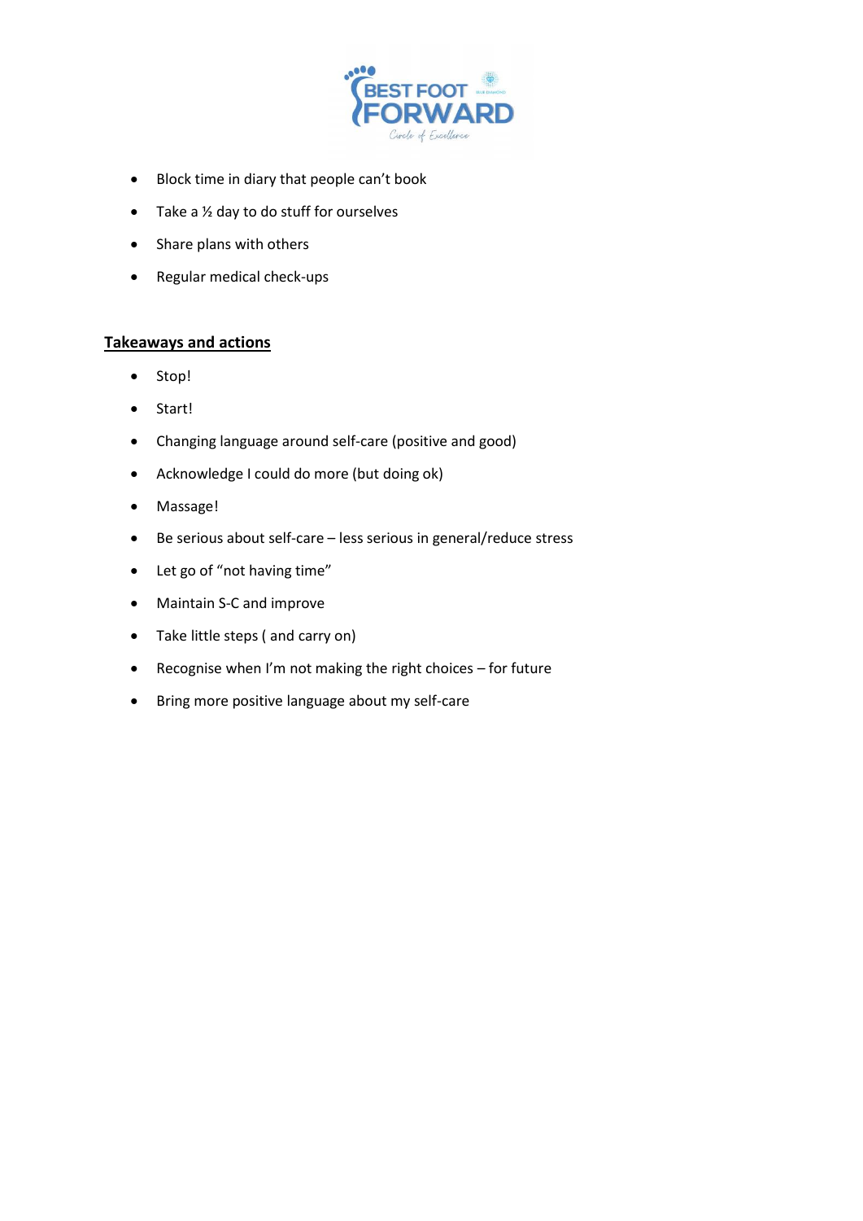- Block time in diary that people can't book
- Take a ½ day to do stuff for ourselves
- Share plans with others
- Regular medical check-ups

**Takeaways and actions**

- Stop!
- Start!
- Changing language around self-care (positive and good)
- Acknowledge I could do more (but doing ok)
- Massage!
- Be serious about self-care – less serious in general/reduce stress
- Let go of "not having time"
- Maintain S-C and improve
- Take little steps ( and carry on)
- Recognise when I'm not making the right choices – for future
- Bring more positive language about my self-care